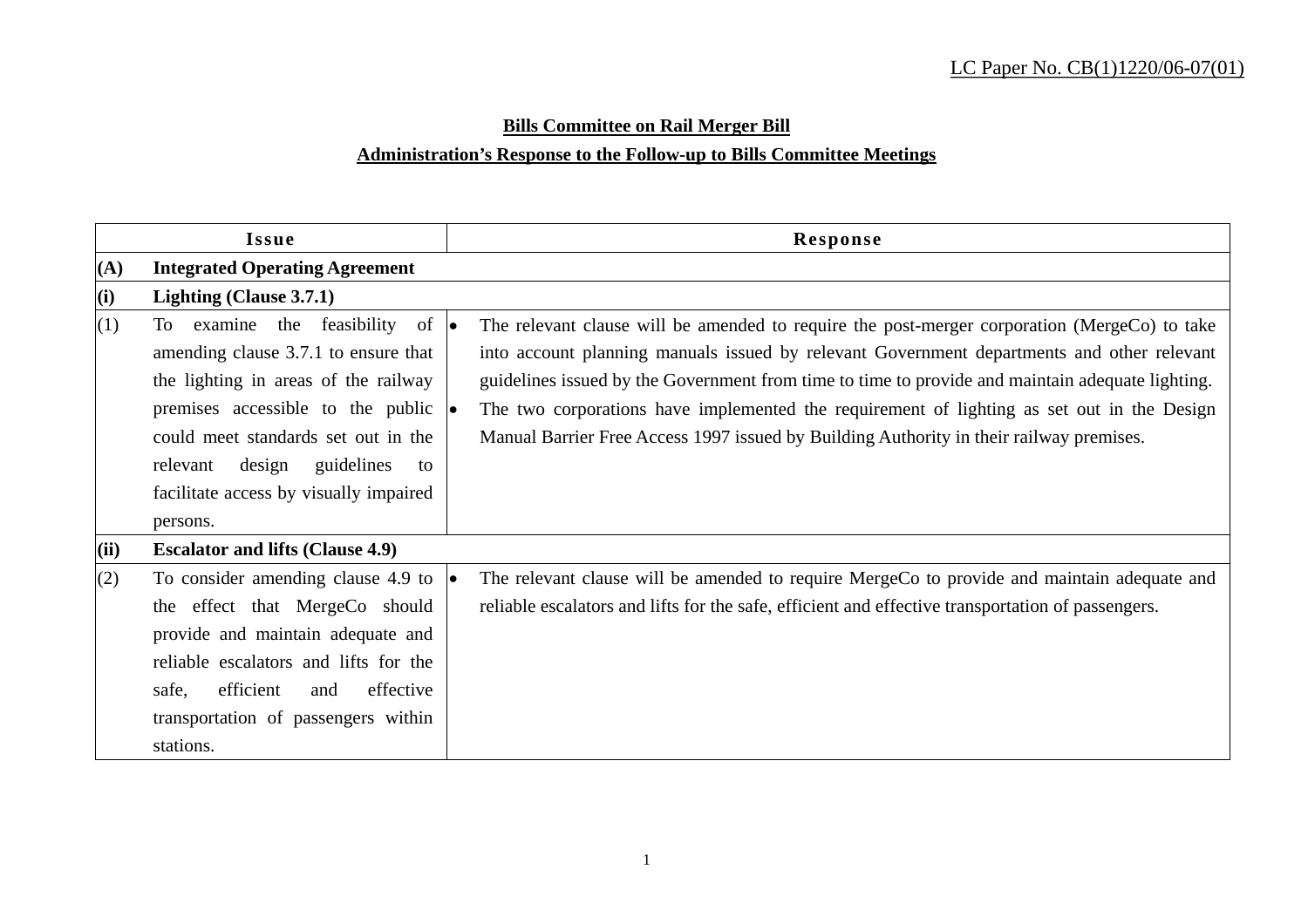LC Paper No. CB(1)1220/06-07(01)

**Bills Committee on Rail Merger Bill**

**Administration's Response to the Follow-up to Bills Committee Meetings**

| Issue | Response |
|---|---|
| **(A) Integrated Operating Agreement** | |
| **(i) Lighting (Clause 3.7.1)** | |
| (1) To examine the feasibility of amending clause 3.7.1 to ensure that the lighting in areas of the railway premises accessible to the public could meet standards set out in the relevant design guidelines to facilitate access by visually impaired persons. | • The relevant clause will be amended to require the post-merger corporation (MergeCo) to take into account planning manuals issued by relevant Government departments and other relevant guidelines issued by the Government from time to time to provide and maintain adequate lighting.<br>• The two corporations have implemented the requirement of lighting as set out in the Design Manual Barrier Free Access 1997 issued by Building Authority in their railway premises. |
| **(ii) Escalator and lifts (Clause 4.9)** | |
| (2) To consider amending clause 4.9 to the effect that MergeCo should provide and maintain adequate and reliable escalators and lifts for the safe, efficient and effective transportation of passengers within stations. | • The relevant clause will be amended to require MergeCo to provide and maintain adequate and reliable escalators and lifts for the safe, efficient and effective transportation of passengers. |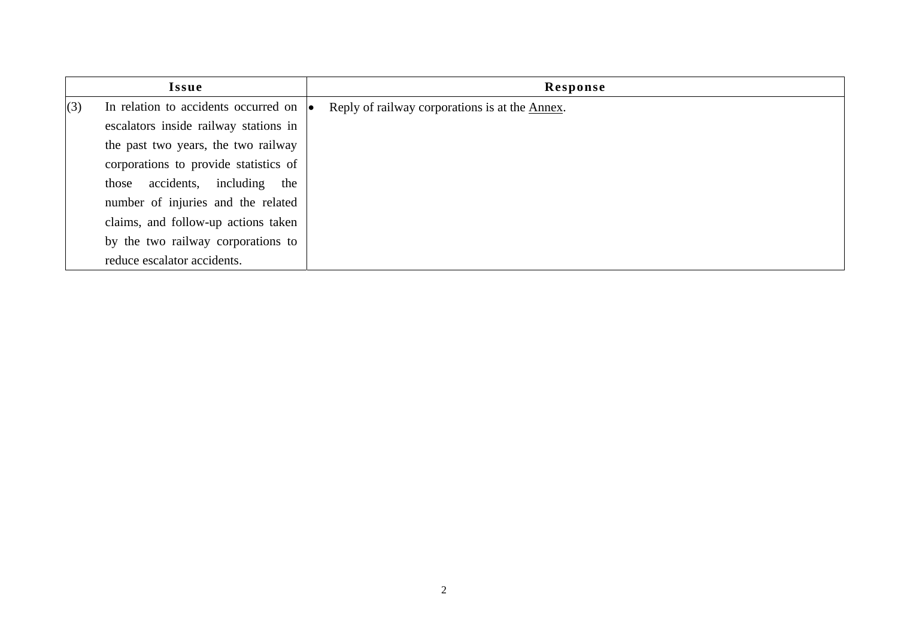| Issue | Response |
|---|---|
| (3) In relation to accidents occurred on escalators inside railway stations in the past two years, the two railway corporations to provide statistics of those accidents, including the number of injuries and the related claims, and follow-up actions taken by the two railway corporations to reduce escalator accidents. | • Reply of railway corporations is at the Annex. |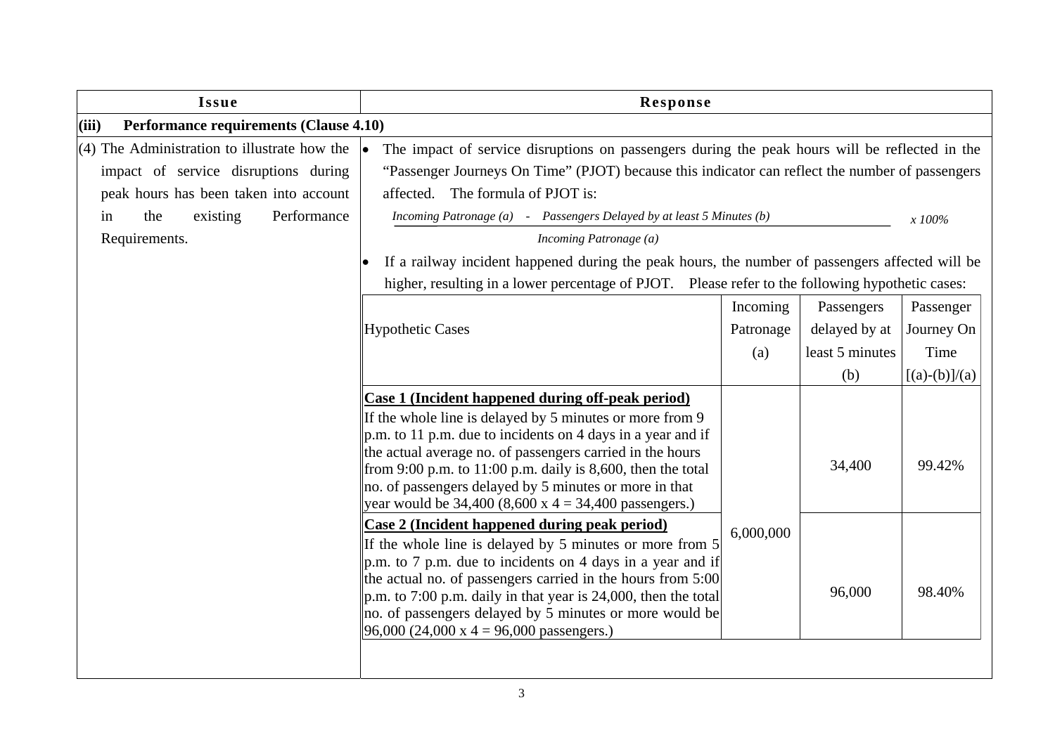| Issue | Response |
|---|---|
| **(iii) Performance requirements (Clause 4.10)** | |
| (4) The Administration to illustrate how the impact of service disruptions during peak hours has been taken into account in the existing Performance Requirements. | • The impact of service disruptions on passengers during the peak hours will be reflected in the "Passenger Journeys On Time" (PJOT) because this indicator can reflect the number of passengers affected. The formula of PJOT is: $$\frac{\textit{Incoming Patronage (a)} - \textit{Passengers Delayed by at least 5 Minutes (b)}}{\textit{Incoming Patronage (a)}} \times 100\%$$ • If a railway incident happened during the peak hours, the number of passengers affected will be higher, resulting in a lower percentage of PJOT. Please refer to the following hypothetic cases: |

| Hypothetic Cases | Incoming Patronage (a) | Passengers delayed by at least 5 minutes (b) | Passenger Journey On Time [(a)-(b)]/(a) |
|---|---|---|---|
| **Case 1 (Incident happened during off-peak period)** If the whole line is delayed by 5 minutes or more from 9 p.m. to 11 p.m. due to incidents on 4 days in a year and if the actual average no. of passengers carried in the hours from 9:00 p.m. to 11:00 p.m. daily is 8,600, then the total no. of passengers delayed by 5 minutes or more in that year would be 34,400 (8,600 x 4 = 34,400 passengers.) | 6,000,000 | 34,400 | 99.42% |
| **Case 2 (Incident happened during peak period)** If the whole line is delayed by 5 minutes or more from 5 p.m. to 7 p.m. due to incidents on 4 days in a year and if the actual no. of passengers carried in the hours from 5:00 p.m. to 7:00 p.m. daily in that year is 24,000, then the total no. of passengers delayed by 5 minutes or more would be 96,000 (24,000 x 4 = 96,000 passengers.) | | 96,000 | 98.40% |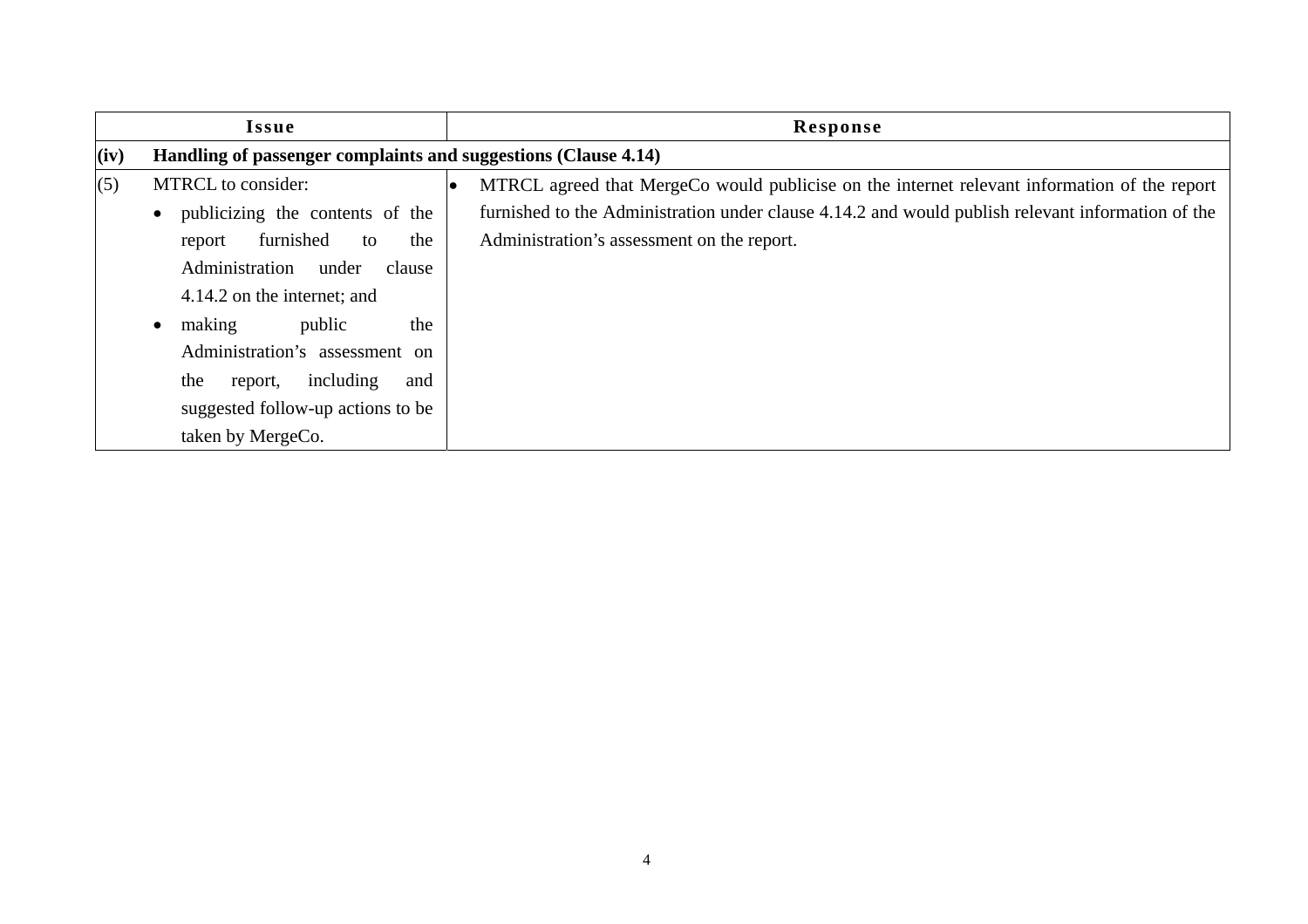| Issue | | Response |
|---|---|---|
| **(iv)** | **Handling of passenger complaints and suggestions (Clause 4.14)** | |
| (5) | MTRCL to consider:<br>• publicizing the contents of the report furnished to the Administration under clause 4.14.2 on the internet; and<br>• making public the Administration's assessment on the report, including and suggested follow-up actions to be taken by MergeCo. | • MTRCL agreed that MergeCo would publicise on the internet relevant information of the report furnished to the Administration under clause 4.14.2 and would publish relevant information of the Administration's assessment on the report. |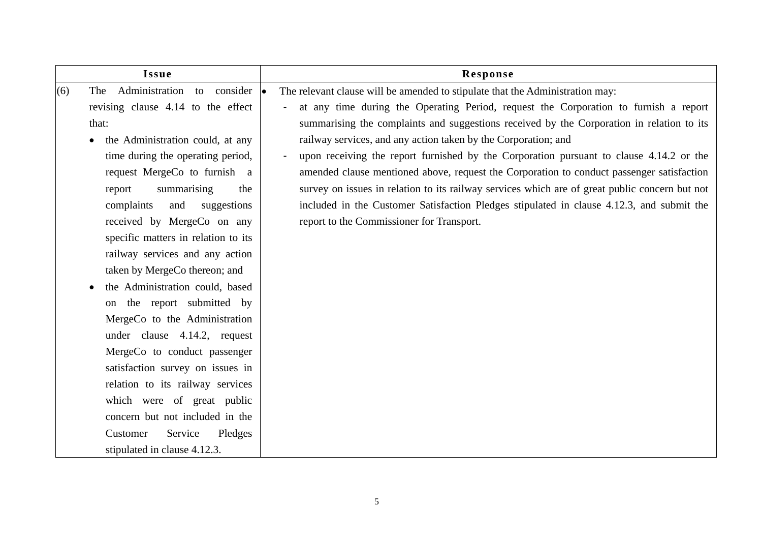| Issue | Response |
| --- | --- |
| (6) The Administration to consider revising clause 4.14 to the effect that:<br>• the Administration could, at any time during the operating period, request MergeCo to furnish a report summarising the complaints and suggestions received by MergeCo on any specific matters in relation to its railway services and any action taken by MergeCo thereon; and<br>• the Administration could, based on the report submitted by MergeCo to the Administration under clause 4.14.2, request MergeCo to conduct passenger satisfaction survey on issues in relation to its railway services which were of great public concern but not included in the Customer Service Pledges stipulated in clause 4.12.3. | • The relevant clause will be amended to stipulate that the Administration may:<br>- at any time during the Operating Period, request the Corporation to furnish a report summarising the complaints and suggestions received by the Corporation in relation to its railway services, and any action taken by the Corporation; and<br>- upon receiving the report furnished by the Corporation pursuant to clause 4.14.2 or the amended clause mentioned above, request the Corporation to conduct passenger satisfaction survey on issues in relation to its railway services which are of great public concern but not included in the Customer Satisfaction Pledges stipulated in clause 4.12.3, and submit the report to the Commissioner for Transport. |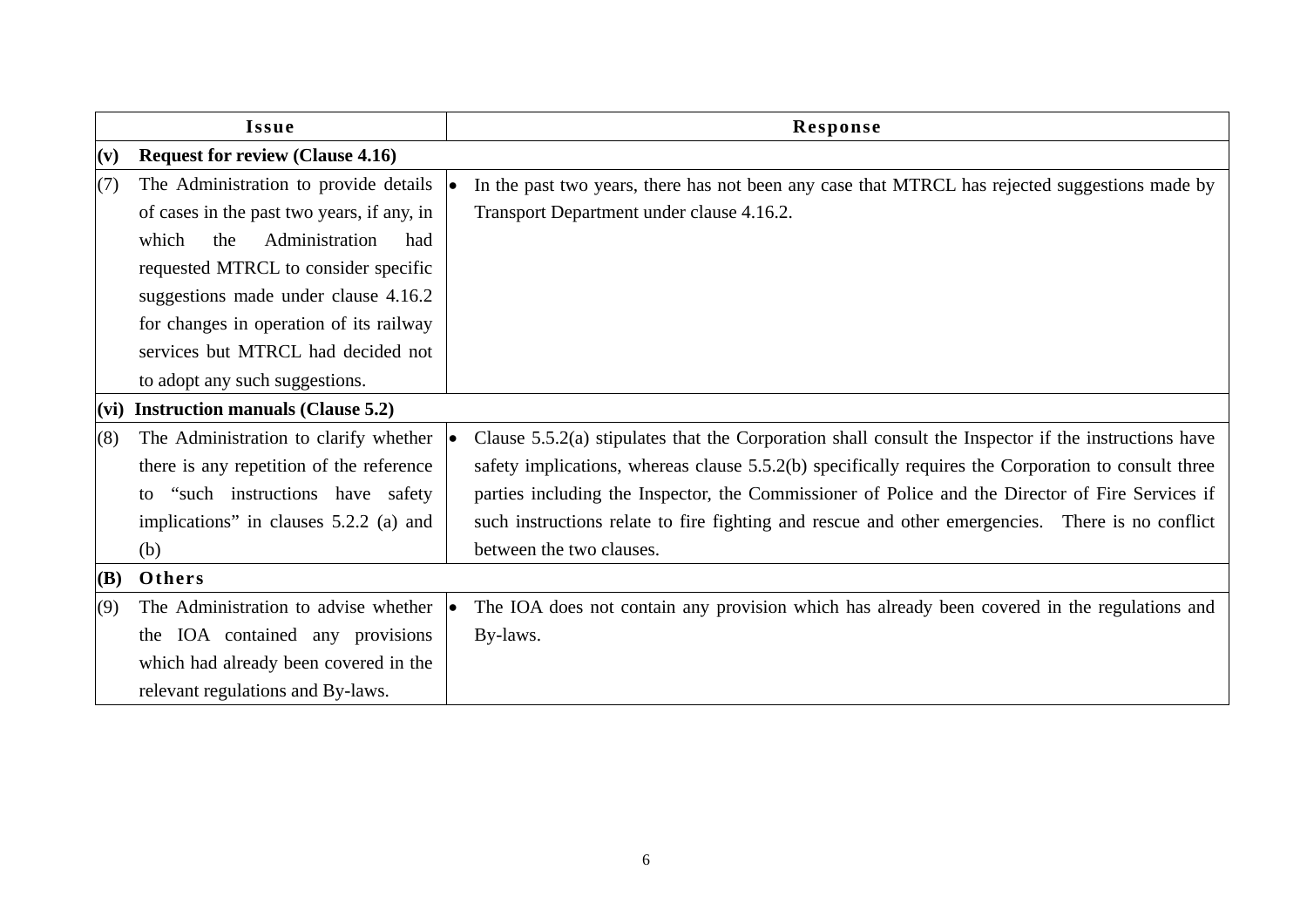| Issue | Response |
|---|---|
| **(v) Request for review (Clause 4.16)** | |
| (7) The Administration to provide details of cases in the past two years, if any, in which the Administration had requested MTRCL to consider specific suggestions made under clause 4.16.2 for changes in operation of its railway services but MTRCL had decided not to adopt any such suggestions. | • In the past two years, there has not been any case that MTRCL has rejected suggestions made by Transport Department under clause 4.16.2. |
| **(vi) Instruction manuals (Clause 5.2)** | |
| (8) The Administration to clarify whether there is any repetition of the reference to "such instructions have safety implications" in clauses 5.2.2 (a) and (b) | • Clause 5.5.2(a) stipulates that the Corporation shall consult the Inspector if the instructions have safety implications, whereas clause 5.5.2(b) specifically requires the Corporation to consult three parties including the Inspector, the Commissioner of Police and the Director of Fire Services if such instructions relate to fire fighting and rescue and other emergencies. There is no conflict between the two clauses. |
| **(B) Others** | |
| (9) The Administration to advise whether the IOA contained any provisions which had already been covered in the relevant regulations and By-laws. | • The IOA does not contain any provision which has already been covered in the regulations and By-laws. |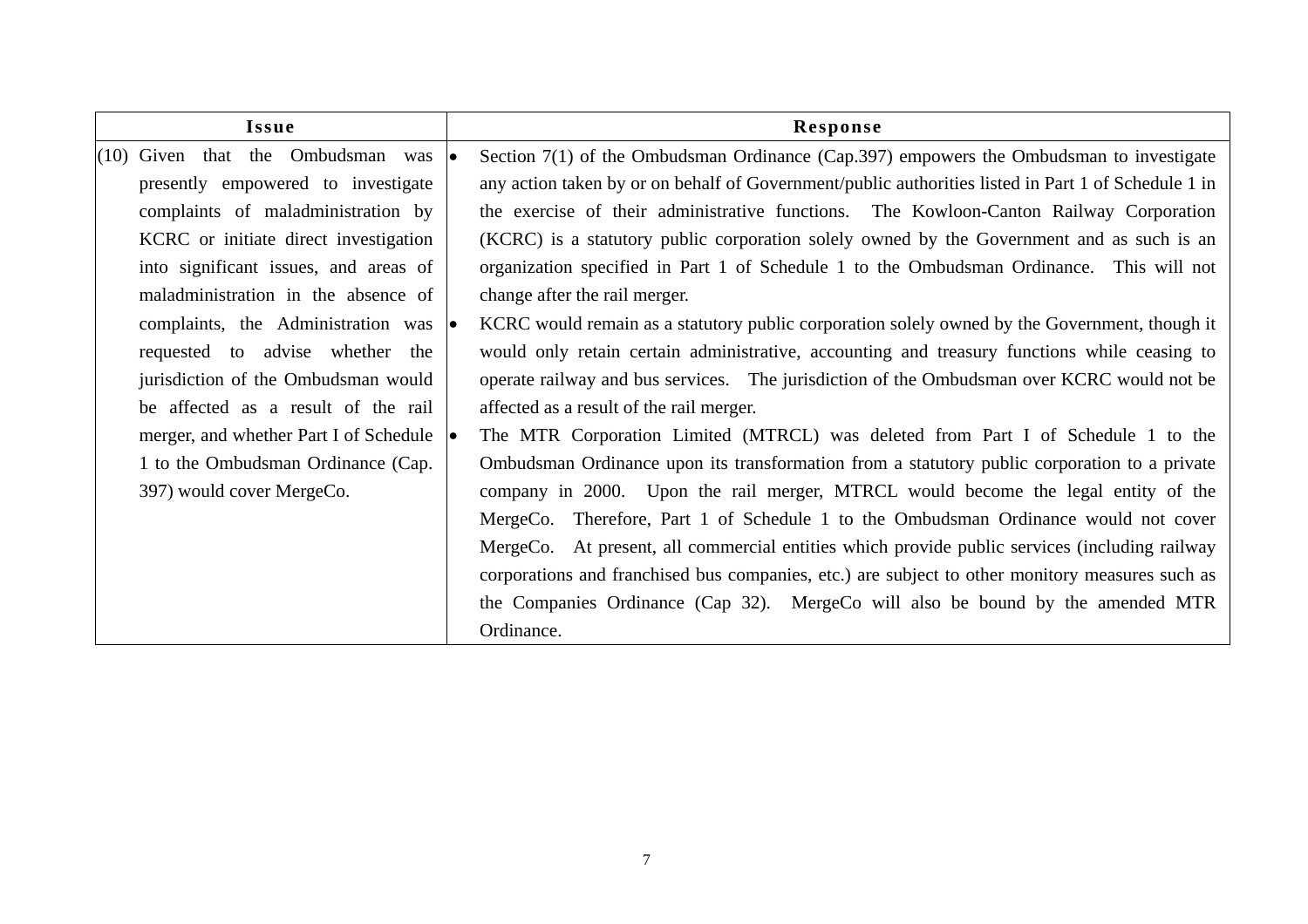| Issue | Response |
| --- | --- |
| (10) Given that the Ombudsman was presently empowered to investigate complaints of maladministration by KCRC or initiate direct investigation into significant issues, and areas of maladministration in the absence of complaints, the Administration was requested to advise whether the jurisdiction of the Ombudsman would be affected as a result of the rail merger, and whether Part I of Schedule 1 to the Ombudsman Ordinance (Cap. 397) would cover MergeCo. | • Section 7(1) of the Ombudsman Ordinance (Cap.397) empowers the Ombudsman to investigate any action taken by or on behalf of Government/public authorities listed in Part 1 of Schedule 1 in the exercise of their administrative functions. The Kowloon-Canton Railway Corporation (KCRC) is a statutory public corporation solely owned by the Government and as such is an organization specified in Part 1 of Schedule 1 to the Ombudsman Ordinance. This will not change after the rail merger.<br>• KCRC would remain as a statutory public corporation solely owned by the Government, though it would only retain certain administrative, accounting and treasury functions while ceasing to operate railway and bus services. The jurisdiction of the Ombudsman over KCRC would not be affected as a result of the rail merger.<br>• The MTR Corporation Limited (MTRCL) was deleted from Part I of Schedule 1 to the Ombudsman Ordinance upon its transformation from a statutory public corporation to a private company in 2000. Upon the rail merger, MTRCL would become the legal entity of the MergeCo. Therefore, Part 1 of Schedule 1 to the Ombudsman Ordinance would not cover MergeCo. At present, all commercial entities which provide public services (including railway corporations and franchised bus companies, etc.) are subject to other monitory measures such as the Companies Ordinance (Cap 32). MergeCo will also be bound by the amended MTR Ordinance. |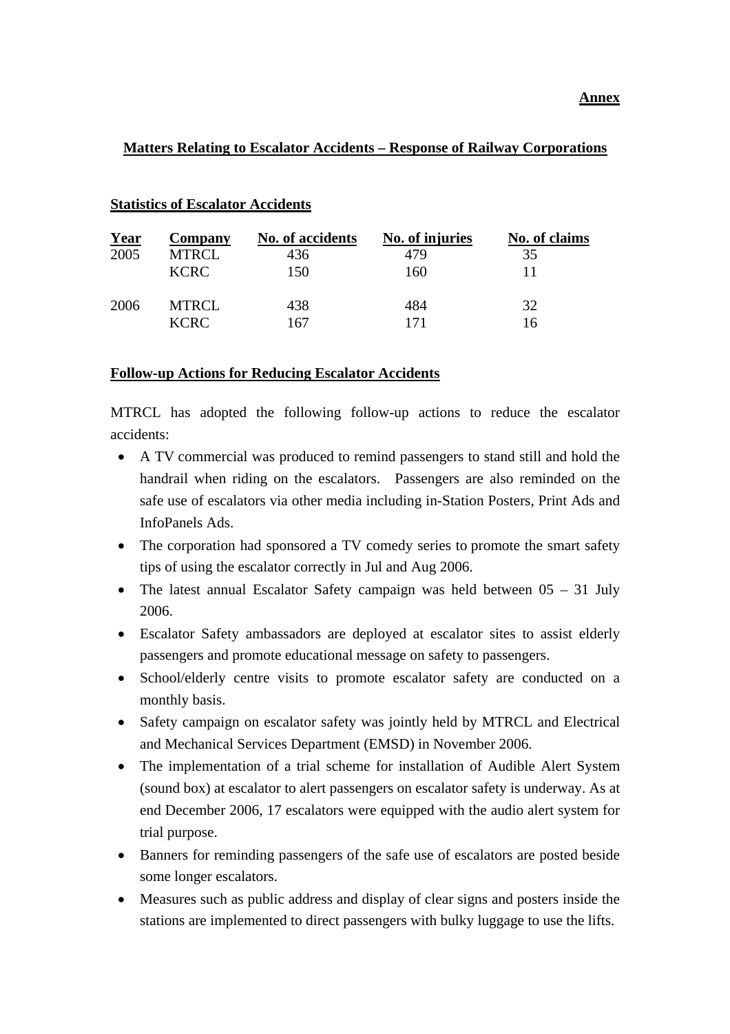**Annex**

## Matters Relating to Escalator Accidents – Response of Railway Corporations

### Statistics of Escalator Accidents

| Year | Company | No. of accidents | No. of injuries | No. of claims |
|---|---|---|---|---|
| 2005 | MTRCL | 436 | 479 | 35 |
| | KCRC | 150 | 160 | 11 |
| 2006 | MTRCL | 438 | 484 | 32 |
| | KCRC | 167 | 171 | 16 |

### Follow-up Actions for Reducing Escalator Accidents

MTRCL has adopted the following follow-up actions to reduce the escalator accidents:

- A TV commercial was produced to remind passengers to stand still and hold the handrail when riding on the escalators. Passengers are also reminded on the safe use of escalators via other media including in-Station Posters, Print Ads and InfoPanels Ads.
- The corporation had sponsored a TV comedy series to promote the smart safety tips of using the escalator correctly in Jul and Aug 2006.
- The latest annual Escalator Safety campaign was held between 05 – 31 July 2006.
- Escalator Safety ambassadors are deployed at escalator sites to assist elderly passengers and promote educational message on safety to passengers.
- School/elderly centre visits to promote escalator safety are conducted on a monthly basis.
- Safety campaign on escalator safety was jointly held by MTRCL and Electrical and Mechanical Services Department (EMSD) in November 2006.
- The implementation of a trial scheme for installation of Audible Alert System (sound box) at escalator to alert passengers on escalator safety is underway. As at end December 2006, 17 escalators were equipped with the audio alert system for trial purpose.
- Banners for reminding passengers of the safe use of escalators are posted beside some longer escalators.
- Measures such as public address and display of clear signs and posters inside the stations are implemented to direct passengers with bulky luggage to use the lifts.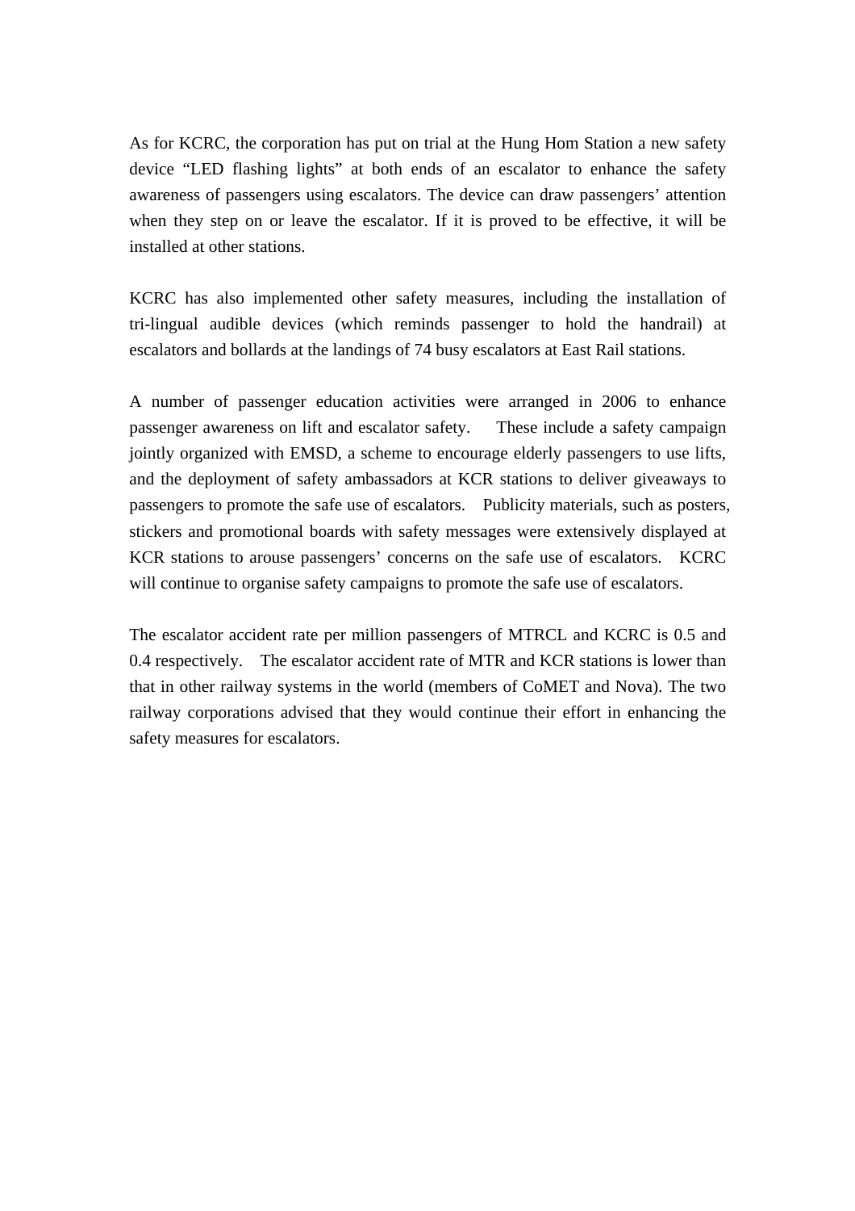As for KCRC, the corporation has put on trial at the Hung Hom Station a new safety device “LED flashing lights” at both ends of an escalator to enhance the safety awareness of passengers using escalators. The device can draw passengers’ attention when they step on or leave the escalator. If it is proved to be effective, it will be installed at other stations.

KCRC has also implemented other safety measures, including the installation of tri-lingual audible devices (which reminds passenger to hold the handrail) at escalators and bollards at the landings of 74 busy escalators at East Rail stations.

A number of passenger education activities were arranged in 2006 to enhance passenger awareness on lift and escalator safety. These include a safety campaign jointly organized with EMSD, a scheme to encourage elderly passengers to use lifts, and the deployment of safety ambassadors at KCR stations to deliver giveaways to passengers to promote the safe use of escalators. Publicity materials, such as posters, stickers and promotional boards with safety messages were extensively displayed at KCR stations to arouse passengers’ concerns on the safe use of escalators. KCRC will continue to organise safety campaigns to promote the safe use of escalators.

The escalator accident rate per million passengers of MTRCL and KCRC is 0.5 and 0.4 respectively. The escalator accident rate of MTR and KCR stations is lower than that in other railway systems in the world (members of CoMET and Nova). The two railway corporations advised that they would continue their effort in enhancing the safety measures for escalators.